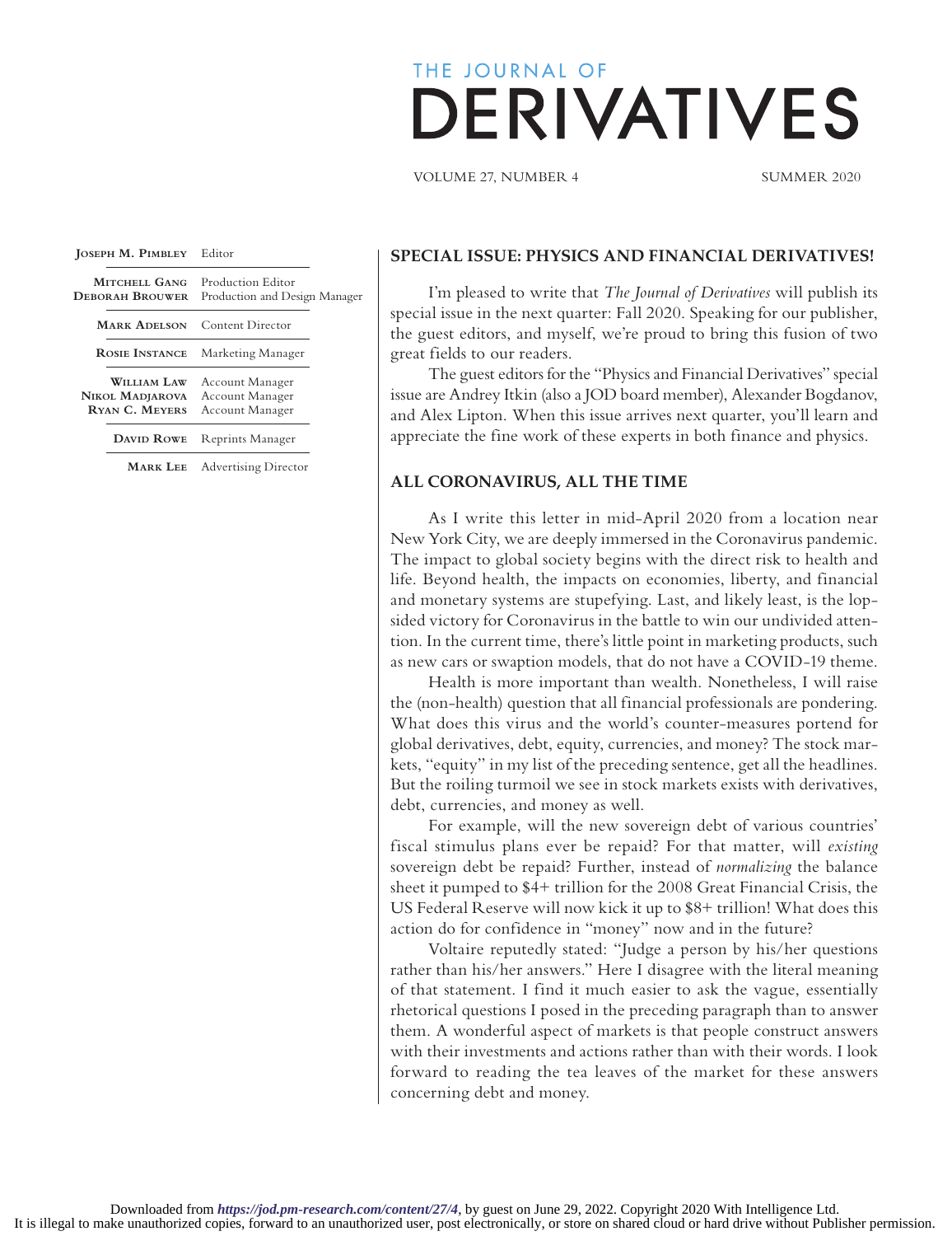# THE JOURNAL OF DERIVATIVES

VOLUME 27, NUMBER 4 SUMMER 2020

| | |
|---|---|
| **Joseph M. Pimbley** | Editor |
| **Mitchell Gang** | Production Editor |
| **Deborah Brouwer** | Production and Design Manager |
| **Mark Adelson** | Content Director |
| **Rosie Instance** | Marketing Manager |
| **William Law** | Account Manager |
| **Nikol Madjarova** | Account Manager |
| **Ryan C. Meyers** | Account Manager |
| **David Rowe** | Reprints Manager |
| **Mark Lee** | Advertising Director |

## SPECIAL ISSUE: PHYSICS AND FINANCIAL DERIVATIVES!

I'm pleased to write that *The Journal of Derivatives* will publish its special issue in the next quarter: Fall 2020. Speaking for our publisher, the guest editors, and myself, we're proud to bring this fusion of two great fields to our readers.

The guest editors for the "Physics and Financial Derivatives" special issue are Andrey Itkin (also a JOD board member), Alexander Bogdanov, and Alex Lipton. When this issue arrives next quarter, you'll learn and appreciate the fine work of these experts in both finance and physics.

## ALL CORONAVIRUS, ALL THE TIME

As I write this letter in mid-April 2020 from a location near New York City, we are deeply immersed in the Coronavirus pandemic. The impact to global society begins with the direct risk to health and life. Beyond health, the impacts on economies, liberty, and financial and monetary systems are stupefying. Last, and likely least, is the lopsided victory for Coronavirus in the battle to win our undivided attention. In the current time, there's little point in marketing products, such as new cars or swaption models, that do not have a COVID-19 theme.

Health is more important than wealth. Nonetheless, I will raise the (non-health) question that all financial professionals are pondering. What does this virus and the world's counter-measures portend for global derivatives, debt, equity, currencies, and money? The stock markets, "equity" in my list of the preceding sentence, get all the headlines. But the roiling turmoil we see in stock markets exists with derivatives, debt, currencies, and money as well.

For example, will the new sovereign debt of various countries' fiscal stimulus plans ever be repaid? For that matter, will *existing* sovereign debt be repaid? Further, instead of *normalizing* the balance sheet it pumped to $4+ trillion for the 2008 Great Financial Crisis, the US Federal Reserve will now kick it up to $8+ trillion! What does this action do for confidence in "money" now and in the future?

Voltaire reputedly stated: "Judge a person by his/her questions rather than his/her answers." Here I disagree with the literal meaning of that statement. I find it much easier to ask the vague, essentially rhetorical questions I posed in the preceding paragraph than to answer them. A wonderful aspect of markets is that people construct answers with their investments and actions rather than with their words. I look forward to reading the tea leaves of the market for these answers concerning debt and money.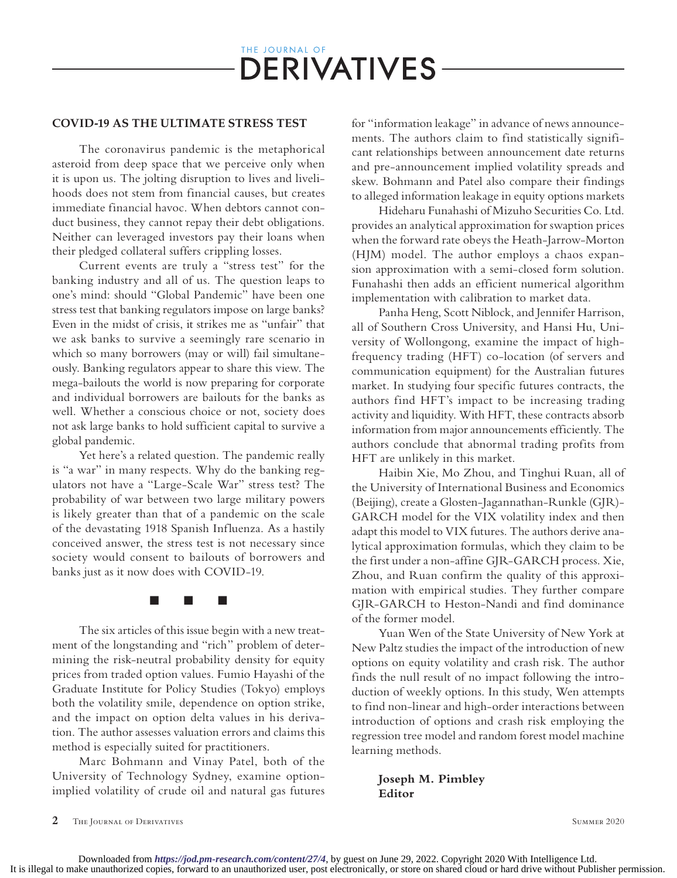## COVID-19 AS THE ULTIMATE STRESS TEST

The coronavirus pandemic is the metaphorical asteroid from deep space that we perceive only when it is upon us. The jolting disruption to lives and livelihoods does not stem from financial causes, but creates immediate financial havoc. When debtors cannot conduct business, they cannot repay their debt obligations. Neither can leveraged investors pay their loans when their pledged collateral suffers crippling losses.

Current events are truly a "stress test" for the banking industry and all of us. The question leaps to one's mind: should "Global Pandemic" have been one stress test that banking regulators impose on large banks? Even in the midst of crisis, it strikes me as "unfair" that we ask banks to survive a seemingly rare scenario in which so many borrowers (may or will) fail simultaneously. Banking regulators appear to share this view. The mega-bailouts the world is now preparing for corporate and individual borrowers are bailouts for the banks as well. Whether a conscious choice or not, society does not ask large banks to hold sufficient capital to survive a global pandemic.

Yet here's a related question. The pandemic really is "a war" in many respects. Why do the banking regulators not have a "Large-Scale War" stress test? The probability of war between two large military powers is likely greater than that of a pandemic on the scale of the devastating 1918 Spanish Influenza. As a hastily conceived answer, the stress test is not necessary since society would consent to bailouts of borrowers and banks just as it now does with COVID-19.

■ ■ ■

The six articles of this issue begin with a new treatment of the longstanding and "rich" problem of determining the risk-neutral probability density for equity prices from traded option values. Fumio Hayashi of the Graduate Institute for Policy Studies (Tokyo) employs both the volatility smile, dependence on option strike, and the impact on option delta values in his derivation. The author assesses valuation errors and claims this method is especially suited for practitioners.

Marc Bohmann and Vinay Patel, both of the University of Technology Sydney, examine option-implied volatility of crude oil and natural gas futures for "information leakage" in advance of news announcements. The authors claim to find statistically significant relationships between announcement date returns and pre-announcement implied volatility spreads and skew. Bohmann and Patel also compare their findings to alleged information leakage in equity options markets

Hideharu Funahashi of Mizuho Securities Co. Ltd. provides an analytical approximation for swaption prices when the forward rate obeys the Heath-Jarrow-Morton (HJM) model. The author employs a chaos expansion approximation with a semi-closed form solution. Funahashi then adds an efficient numerical algorithm implementation with calibration to market data.

Panha Heng, Scott Niblock, and Jennifer Harrison, all of Southern Cross University, and Hansi Hu, University of Wollongong, examine the impact of high-frequency trading (HFT) co-location (of servers and communication equipment) for the Australian futures market. In studying four specific futures contracts, the authors find HFT's impact to be increasing trading activity and liquidity. With HFT, these contracts absorb information from major announcements efficiently. The authors conclude that abnormal trading profits from HFT are unlikely in this market.

Haibin Xie, Mo Zhou, and Tinghui Ruan, all of the University of International Business and Economics (Beijing), create a Glosten-Jagannathan-Runkle (GJR)-GARCH model for the VIX volatility index and then adapt this model to VIX futures. The authors derive analytical approximation formulas, which they claim to be the first under a non-affine GJR-GARCH process. Xie, Zhou, and Ruan confirm the quality of this approximation with empirical studies. They further compare GJR-GARCH to Heston-Nandi and find dominance of the former model.

Yuan Wen of the State University of New York at New Paltz studies the impact of the introduction of new options on equity volatility and crash risk. The author finds the null result of no impact following the introduction of weekly options. In this study, Wen attempts to find non-linear and high-order interactions between introduction of options and crash risk employing the regression tree model and random forest model machine learning methods.

**Joseph M. Pimbley**
**Editor**